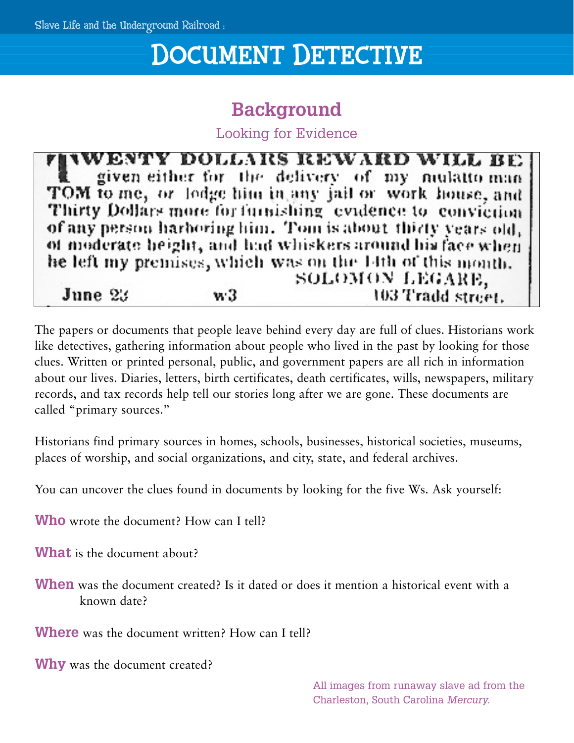# Document Detective

## Background

### Looking for Evidence

TWENTY DOLLARS REWARD WILL BE given either for the delivery of my mulatto man TOM to me, or lodge him in any jail or work house, and Thirty Dollars more for furnishing evidence to conviction of any person harboring him. Tom is about thirty years old, of moderate height, and had whiskers around his face when he left my premises, which was on the 14th of this month.

SOLOMON LEGARE,
June 23 w3 103 Tradd street.

The papers or documents that people leave behind every day are full of clues. Historians work like detectives, gathering information about people who lived in the past by looking for those clues. Written or printed personal, public, and government papers are all rich in information about our lives. Diaries, letters, birth certificates, death certificates, wills, newspapers, military records, and tax records help tell our stories long after we are gone. These documents are called "primary sources."

Historians find primary sources in homes, schools, businesses, historical societies, museums, places of worship, and social organizations, and city, state, and federal archives.

You can uncover the clues found in documents by looking for the five Ws. Ask yourself:

**Who** wrote the document? How can I tell?

**What** is the document about?

**When** was the document created? Is it dated or does it mention a historical event with a known date?

**Where** was the document written? How can I tell?

**Why** was the document created?

All images from runaway slave ad from the Charleston, South Carolina *Mercury*.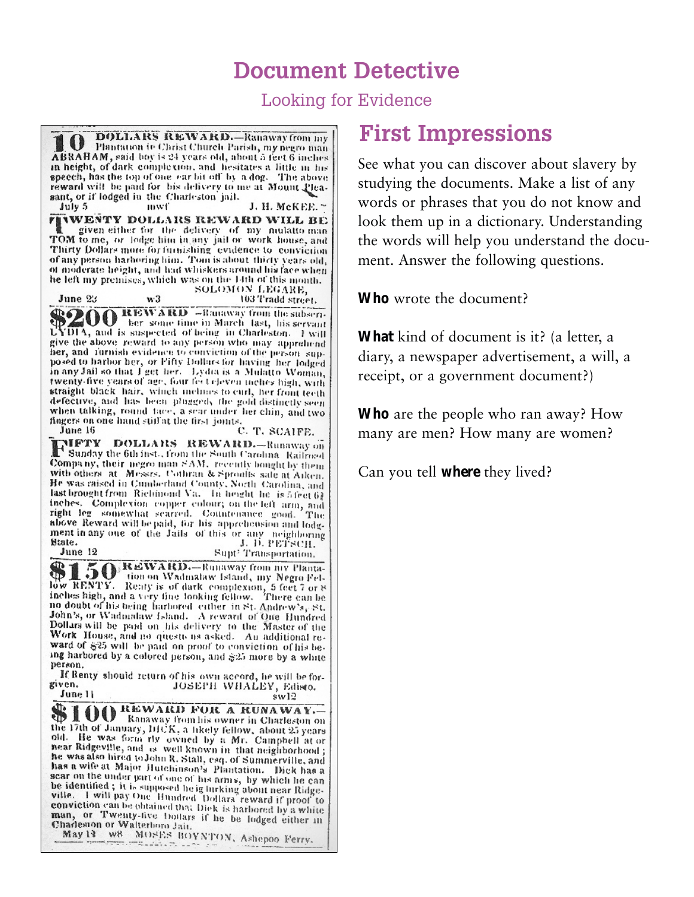# Document Detective

Looking for Evidence

**10 DOLLARS REWARD.**—Ranaway from my Plantation in Christ Church Parish, my negro man ABRAHAM, said boy is 24 years old, about 5 feet 6 inches in height, of dark complexion, and hesitates a little in his speech, has the top of one ear bit off by a dog. The above reward will be paid for his delivery to me at Mount Pleasant, or if lodged in the Charleston jail.

July 5 mwf J. H. McKEE.

**TWENTY DOLLARS REWARD WILL BE** given either for the delivery of my mulatto man TOM to me, or lodge him in any jail or work house, and Thirty Dollars more for furnishing evidence to conviction of any person harboring him. Tom is about thirty years old, of moderate height, and had whiskers around his face when he left my premises, which was on the 14th of this month.

SOLOMON LEGARE, 103 Tradd street.

June 23 w3

**$200 REWARD**.—Ranaway from the subscriber some time in March last, his servant LYDIA, and is suspected of being in Charleston. I will give the above reward to any person who may apprehend her, and furnish evidence to conviction of the person supposed to harbor her, or Fifty Dollars for having her lodged in any Jail so that I get her. Lydia is a Mulatto Woman, twenty-five years of age, four feet eleven inches high, with straight black hair, which inclines to curl, her front teeth defective, and has been plugged, the gold distinctly seen when talking, round face, a scar under her chin, and two fingers on one hand stiff at the first joints.

June 16 C. T. SCAIFE.

**FIFTY DOLLARS REWARD.**—Runaway on Sunday the 6th inst., from the South Carolina Railroad Company, their negro man SAM, recently bought by them with others at Messrs. Cothran & Sproulls sale at Aiken. He was raised in Cumberland County, North Carolina, and last brought from Richmond Va. In height he is 5 feet 6½ inches. Complexion copper colour; on the left arm, and right leg somewhat scarred. Countenance good. The above Reward will be paid, for his apprehension and lodgment in any one of the Jails of this or any neighboring State.

J. D. PETSCH. Supt' Transportation.

June 12

**$150 REWARD.**—Runaway from my Plantation on Wadmalaw Island, my Negro Fellow RENTY. Renty is of dark complexion, 5 feet 7 or 8 inches high, and a very fine looking fellow. There can be no doubt of his being harbored either in St. Andrew's, St. John's, or Wadmalaw Island. A reward of One Hundred Dollars will be paid on his delivery to the Master of the Work House, and no questions asked. An additional reward of $25 will be paid on proof to conviction of his being harbored by a colored person, and $25 more by a white person.

If Renty should return of his own accord, he will be forgiven.

JOSEPH WHALEY, Edisto.

June 11 sw12

**$100 REWARD FOR A RUNAWAY.**—Ranaway from his owner in Charleston on the 17th of January, DICK, a likely fellow, about 25 years old. He was formerly owned by a Mr. Campbell at or near Ridgeville, and is well known in that neighborhood; he was also hired to John R. Stall, esq. of Summerville, and has a wife at Major Hutchinson's Plantation. Dick has a scar on the under part of one of his arms, by which he can be identified; it is supposed he is lurking about near Ridgeville. I will pay One Hundred Dollars reward if proof to conviction can be obtained that Dick is harbored by a white man, or Twenty-five Dollars if he be lodged either in Charleston or Walterboro Jail.

May 13 w8 MOSES BOYNTON, Ashepoo Ferry.

## First Impressions

See what you can discover about slavery by studying the documents. Make a list of any words or phrases that you do not know and look them up in a dictionary. Understanding the words will help you understand the document. Answer the following questions.

**Who** wrote the document?

**What** kind of document is it? (a letter, a diary, a newspaper advertisement, a will, a receipt, or a government document?)

**Who** are the people who ran away? How many are men? How many are women?

Can you tell **where** they lived?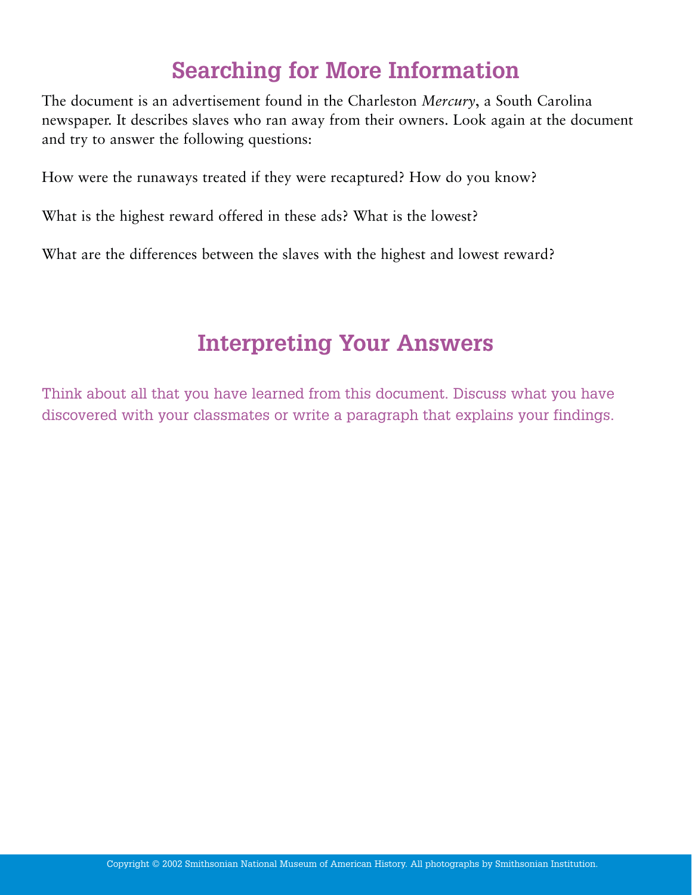## Searching for More Information

The document is an advertisement found in the Charleston *Mercury*, a South Carolina newspaper. It describes slaves who ran away from their owners. Look again at the document and try to answer the following questions:

How were the runaways treated if they were recaptured? How do you know?

What is the highest reward offered in these ads? What is the lowest?

What are the differences between the slaves with the highest and lowest reward?

## Interpreting Your Answers

Think about all that you have learned from this document. Discuss what you have discovered with your classmates or write a paragraph that explains your findings.

Copyright © 2002 Smithsonian National Museum of American History. All photographs by Smithsonian Institution.